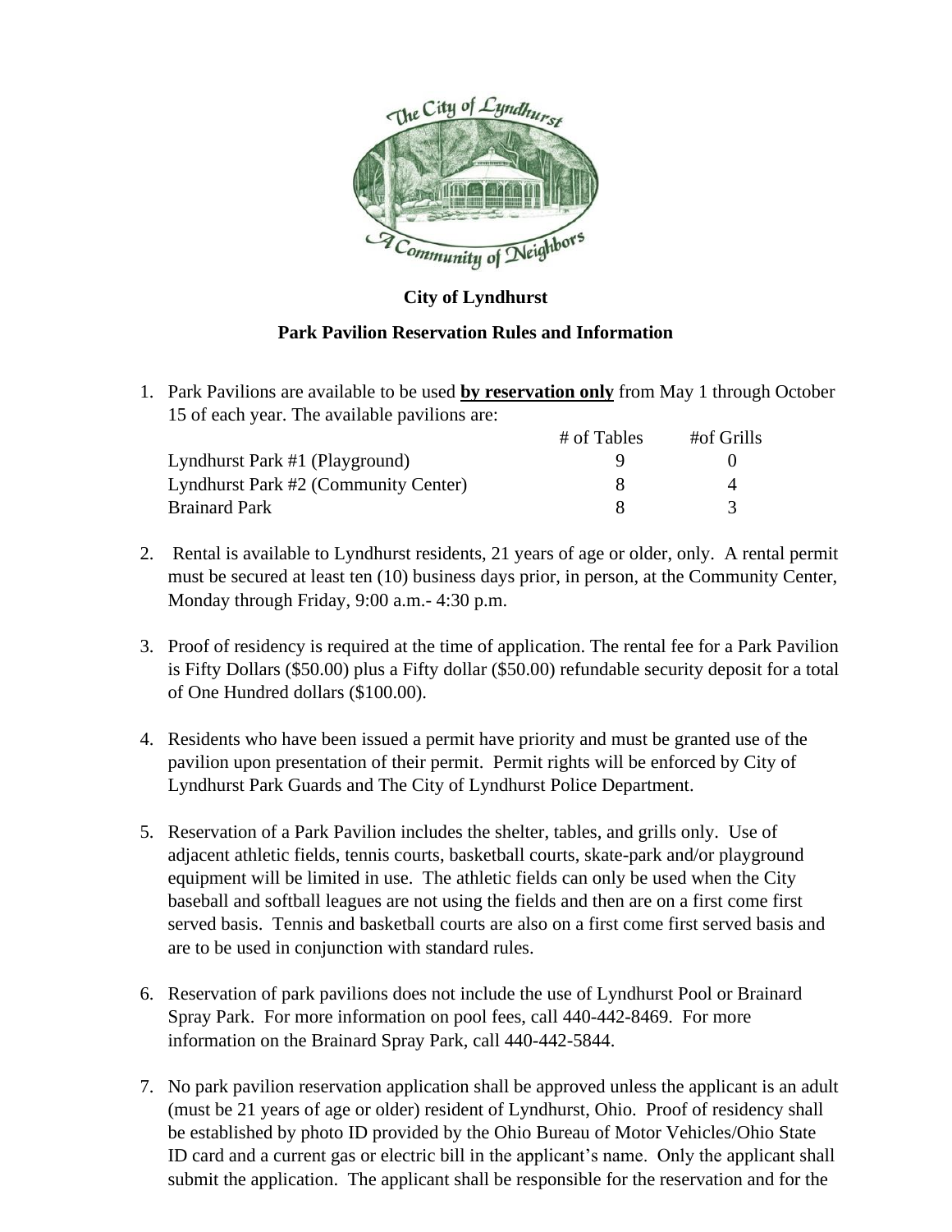**City of Lyndhurst**

**Park Pavilion Reservation Rules and Information**

1. Park Pavilions are available to be used **by reservation only** from May 1 through October 15 of each year. The available pavilions are:

| | # of Tables | #of Grills |
|---|---|---|
| Lyndhurst Park #1 (Playground) | 9 | 0 |
| Lyndhurst Park #2 (Community Center) | 8 | 4 |
| Brainard Park | 8 | 3 |

2. Rental is available to Lyndhurst residents, 21 years of age or older, only. A rental permit must be secured at least ten (10) business days prior, in person, at the Community Center, Monday through Friday, 9:00 a.m.- 4:30 p.m.

3. Proof of residency is required at the time of application. The rental fee for a Park Pavilion is Fifty Dollars ($50.00) plus a Fifty dollar ($50.00) refundable security deposit for a total of One Hundred dollars ($100.00).

4. Residents who have been issued a permit have priority and must be granted use of the pavilion upon presentation of their permit. Permit rights will be enforced by City of Lyndhurst Park Guards and The City of Lyndhurst Police Department.

5. Reservation of a Park Pavilion includes the shelter, tables, and grills only. Use of adjacent athletic fields, tennis courts, basketball courts, skate-park and/or playground equipment will be limited in use. The athletic fields can only be used when the City baseball and softball leagues are not using the fields and then are on a first come first served basis. Tennis and basketball courts are also on a first come first served basis and are to be used in conjunction with standard rules.

6. Reservation of park pavilions does not include the use of Lyndhurst Pool or Brainard Spray Park. For more information on pool fees, call 440-442-8469. For more information on the Brainard Spray Park, call 440-442-5844.

7. No park pavilion reservation application shall be approved unless the applicant is an adult (must be 21 years of age or older) resident of Lyndhurst, Ohio. Proof of residency shall be established by photo ID provided by the Ohio Bureau of Motor Vehicles/Ohio State ID card and a current gas or electric bill in the applicant's name. Only the applicant shall submit the application. The applicant shall be responsible for the reservation and for the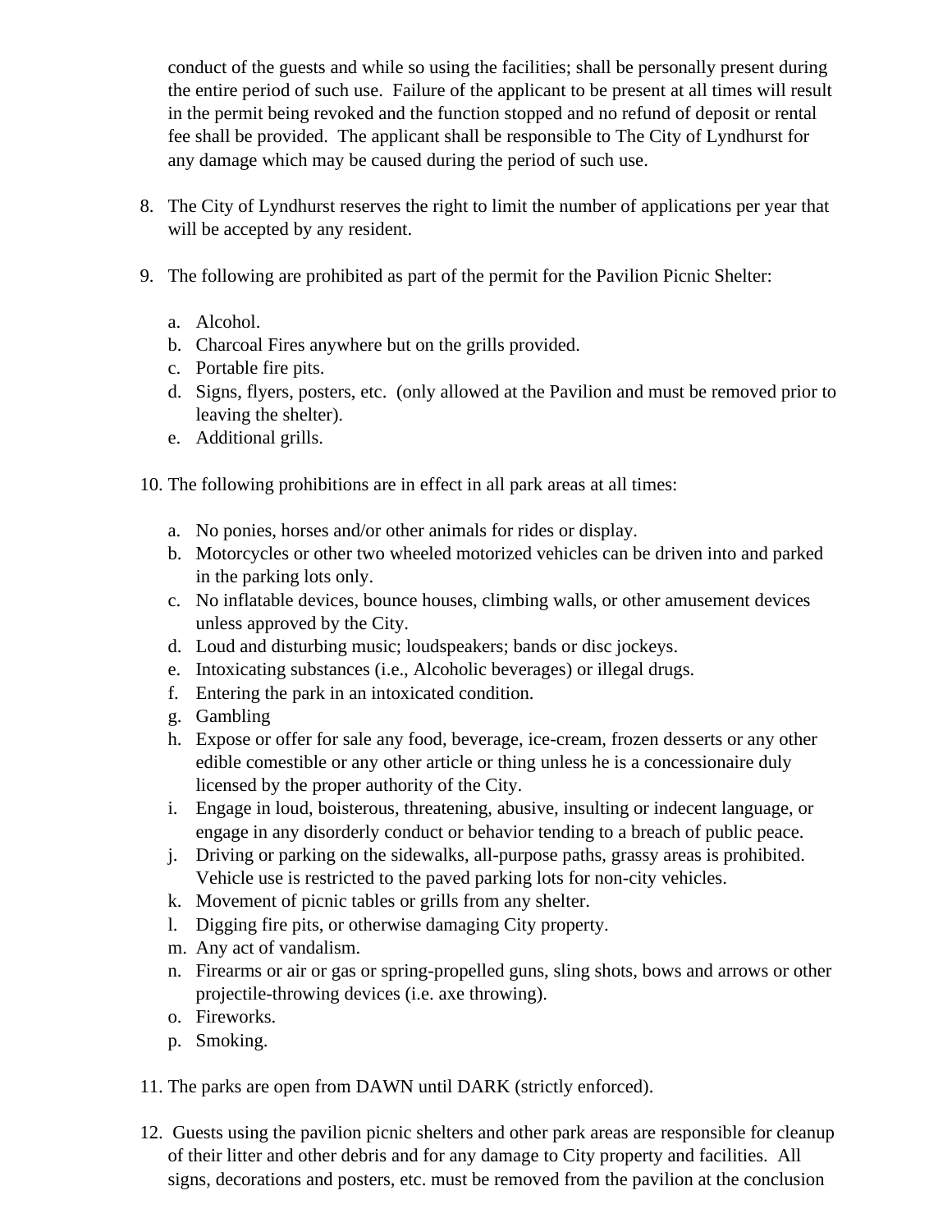conduct of the guests and while so using the facilities; shall be personally present during the entire period of such use. Failure of the applicant to be present at all times will result in the permit being revoked and the function stopped and no refund of deposit or rental fee shall be provided. The applicant shall be responsible to The City of Lyndhurst for any damage which may be caused during the period of such use.

8. The City of Lyndhurst reserves the right to limit the number of applications per year that will be accepted by any resident.

9. The following are prohibited as part of the permit for the Pavilion Picnic Shelter:

   a. Alcohol.
   b. Charcoal Fires anywhere but on the grills provided.
   c. Portable fire pits.
   d. Signs, flyers, posters, etc. (only allowed at the Pavilion and must be removed prior to leaving the shelter).
   e. Additional grills.

10. The following prohibitions are in effect in all park areas at all times:

    a. No ponies, horses and/or other animals for rides or display.
    b. Motorcycles or other two wheeled motorized vehicles can be driven into and parked in the parking lots only.
    c. No inflatable devices, bounce houses, climbing walls, or other amusement devices unless approved by the City.
    d. Loud and disturbing music; loudspeakers; bands or disc jockeys.
    e. Intoxicating substances (i.e., Alcoholic beverages) or illegal drugs.
    f. Entering the park in an intoxicated condition.
    g. Gambling
    h. Expose or offer for sale any food, beverage, ice-cream, frozen desserts or any other edible comestible or any other article or thing unless he is a concessionaire duly licensed by the proper authority of the City.
    i. Engage in loud, boisterous, threatening, abusive, insulting or indecent language, or engage in any disorderly conduct or behavior tending to a breach of public peace.
    j. Driving or parking on the sidewalks, all-purpose paths, grassy areas is prohibited. Vehicle use is restricted to the paved parking lots for non-city vehicles.
    k. Movement of picnic tables or grills from any shelter.
    l. Digging fire pits, or otherwise damaging City property.
    m. Any act of vandalism.
    n. Firearms or air or gas or spring-propelled guns, sling shots, bows and arrows or other projectile-throwing devices (i.e. axe throwing).
    o. Fireworks.
    p. Smoking.

11. The parks are open from DAWN until DARK (strictly enforced).

12. Guests using the pavilion picnic shelters and other park areas are responsible for cleanup of their litter and other debris and for any damage to City property and facilities. All signs, decorations and posters, etc. must be removed from the pavilion at the conclusion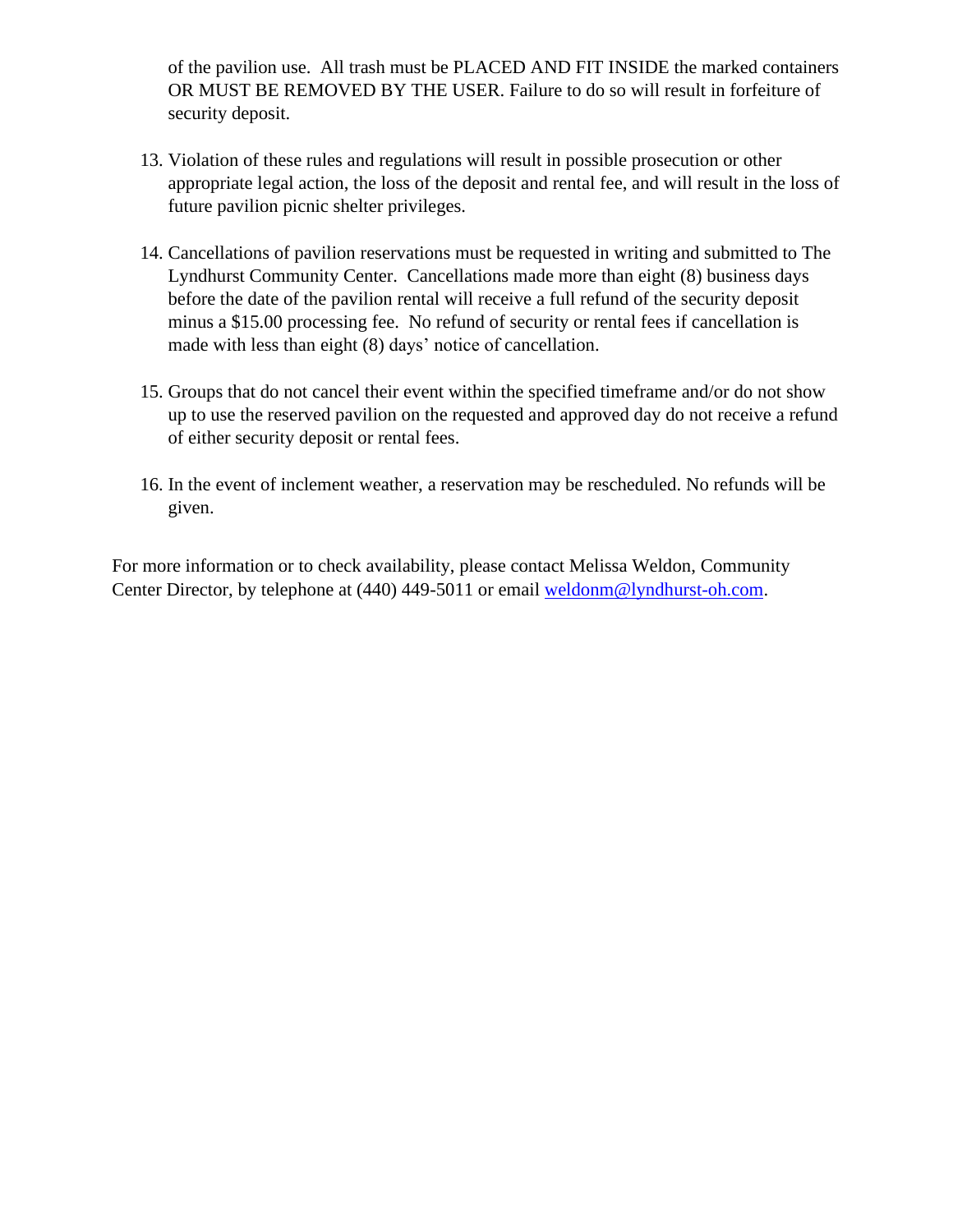of the pavilion use. All trash must be PLACED AND FIT INSIDE the marked containers OR MUST BE REMOVED BY THE USER. Failure to do so will result in forfeiture of security deposit.

13. Violation of these rules and regulations will result in possible prosecution or other appropriate legal action, the loss of the deposit and rental fee, and will result in the loss of future pavilion picnic shelter privileges.

14. Cancellations of pavilion reservations must be requested in writing and submitted to The Lyndhurst Community Center. Cancellations made more than eight (8) business days before the date of the pavilion rental will receive a full refund of the security deposit minus a $15.00 processing fee. No refund of security or rental fees if cancellation is made with less than eight (8) days' notice of cancellation.

15. Groups that do not cancel their event within the specified timeframe and/or do not show up to use the reserved pavilion on the requested and approved day do not receive a refund of either security deposit or rental fees.

16. In the event of inclement weather, a reservation may be rescheduled. No refunds will be given.

For more information or to check availability, please contact Melissa Weldon, Community Center Director, by telephone at (440) 449-5011 or email weldonm@lyndhurst-oh.com.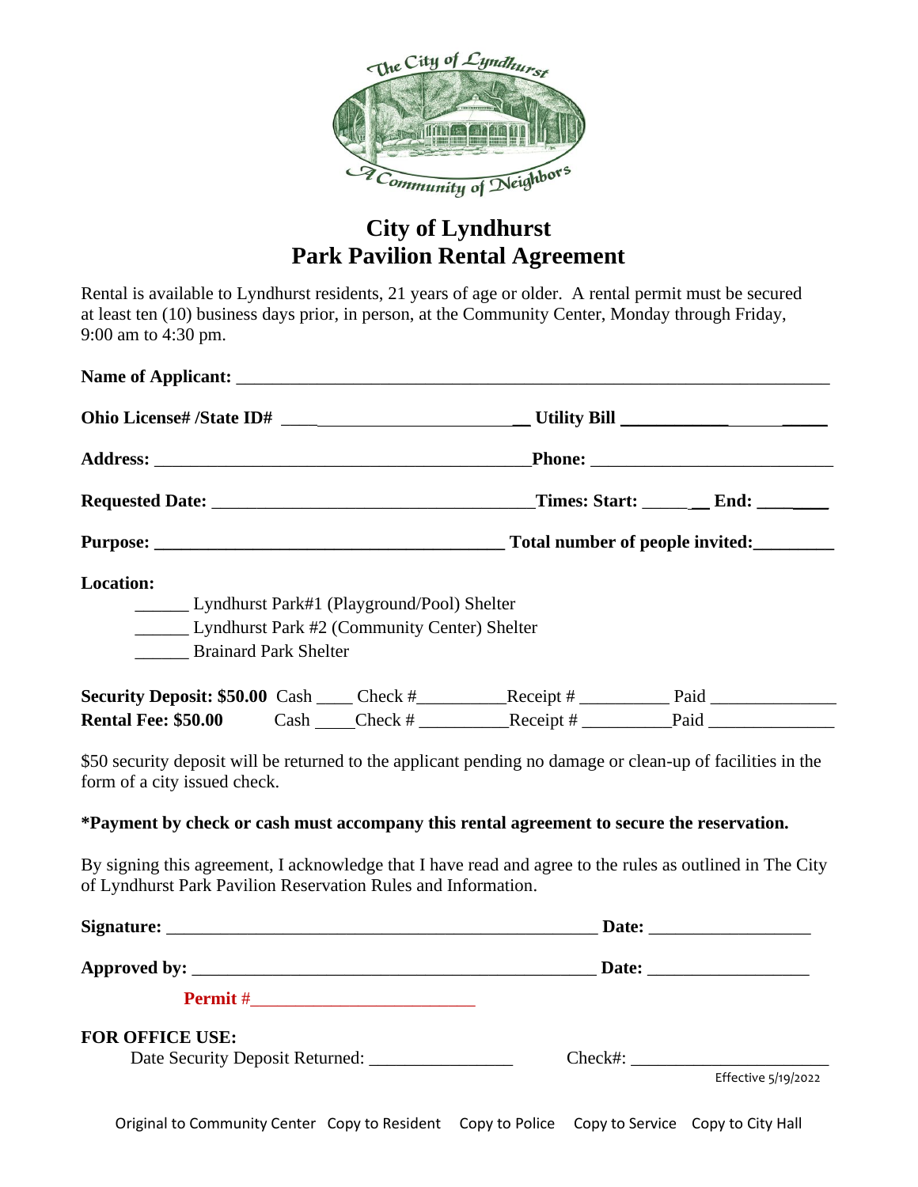# City of Lyndhurst
# Park Pavilion Rental Agreement

Rental is available to Lyndhurst residents, 21 years of age or older. A rental permit must be secured at least ten (10) business days prior, in person, at the Community Center, Monday through Friday, 9:00 am to 4:30 pm.

**Name of Applicant:** ______________________________________________________________

**Ohio License# /State ID#** ________________________________ **Utility Bill** ________________

**Address:** ___________________________________________ **Phone:** ________________________

**Requested Date:** _________________________________ **Times: Start:** ________ **End:** ________

**Purpose:** ________________________________________ **Total number of people invited:** _________

**Location:**

______ Lyndhurst Park#1 (Playground/Pool) Shelter
______ Lyndhurst Park #2 (Community Center) Shelter
______ Brainard Park Shelter

**Security Deposit: $50.00** Cash ____ Check #__________ Receipt # __________ Paid ______________
**Rental Fee: $50.00** Cash ____ Check # __________ Receipt # __________ Paid ______________

$50 security deposit will be returned to the applicant pending no damage or clean-up of facilities in the form of a city issued check.

**\*Payment by check or cash must accompany this rental agreement to secure the reservation.**

By signing this agreement, I acknowledge that I have read and agree to the rules as outlined in The City of Lyndhurst Park Pavilion Reservation Rules and Information.

**Signature:** ________________________________________________ **Date:** __________________

**Approved by:** ______________________________________________ **Date:** __________________

**Permit #**_________________________

**FOR OFFICE USE:**

Date Security Deposit Returned: ________________ Check#: ______________________

Effective 5/19/2022

Original to Community Center Copy to Resident Copy to Police Copy to Service Copy to City Hall